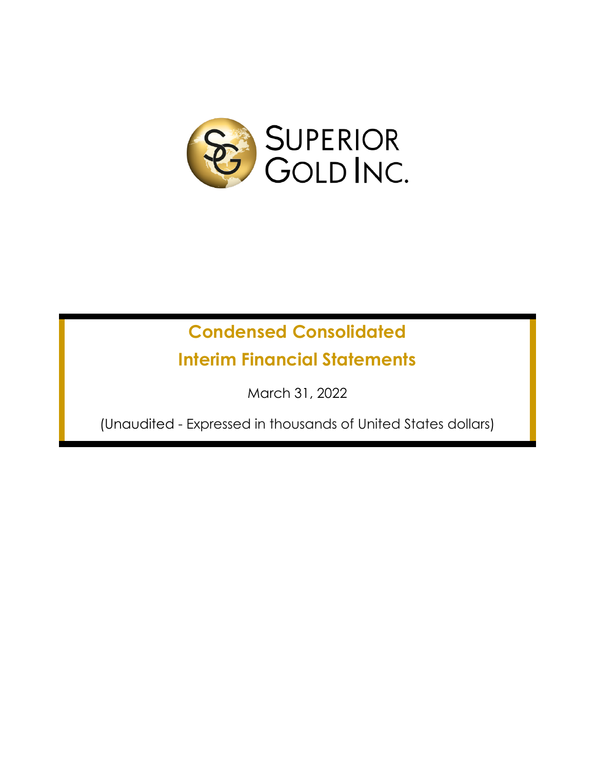SUPERIOR GOLD INC.

# Condensed Consolidated Interim Financial Statements

March 31, 2022

(Unaudited - Expressed in thousands of United States dollars)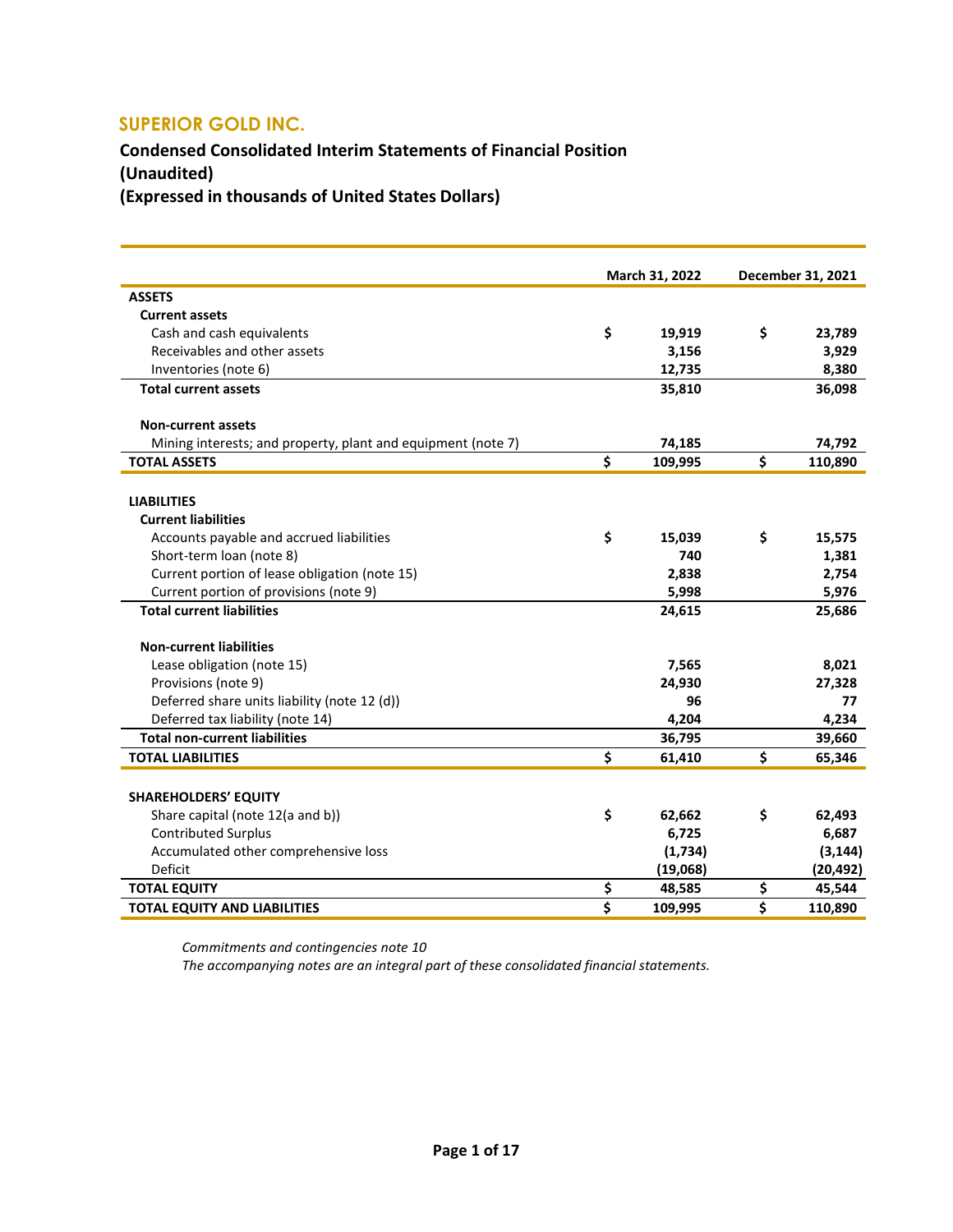## SUPERIOR GOLD INC.

### Condensed Consolidated Interim Statements of Financial Position
### (Unaudited)
### (Expressed in thousands of United States Dollars)

| | March 31, 2022 | December 31, 2021 |
|---|---|---|
| **ASSETS** | | |
| **Current assets** | | |
| Cash and cash equivalents | $ 19,919 | $ 23,789 |
| Receivables and other assets | 3,156 | 3,929 |
| Inventories (note 6) | 12,735 | 8,380 |
| **Total current assets** | **35,810** | **36,098** |
| **Non-current assets** | | |
| Mining interests; and property, plant and equipment (note 7) | 74,185 | 74,792 |
| **TOTAL ASSETS** | **$ 109,995** | **$ 110,890** |
| **LIABILITIES** | | |
| **Current liabilities** | | |
| Accounts payable and accrued liabilities | $ 15,039 | $ 15,575 |
| Short-term loan (note 8) | 740 | 1,381 |
| Current portion of lease obligation (note 15) | 2,838 | 2,754 |
| Current portion of provisions (note 9) | 5,998 | 5,976 |
| **Total current liabilities** | **24,615** | **25,686** |
| **Non-current liabilities** | | |
| Lease obligation (note 15) | 7,565 | 8,021 |
| Provisions (note 9) | 24,930 | 27,328 |
| Deferred share units liability (note 12 (d)) | 96 | 77 |
| Deferred tax liability (note 14) | 4,204 | 4,234 |
| **Total non-current liabilities** | **36,795** | **39,660** |
| **TOTAL LIABILITIES** | **$ 61,410** | **$ 65,346** |
| **SHAREHOLDERS' EQUITY** | | |
| Share capital (note 12(a and b)) | $ 62,662 | $ 62,493 |
| Contributed Surplus | 6,725 | 6,687 |
| Accumulated other comprehensive loss | (1,734) | (3,144) |
| Deficit | (19,068) | (20,492) |
| **TOTAL EQUITY** | **$ 48,585** | **$ 45,544** |
| **TOTAL EQUITY AND LIABILITIES** | **$ 109,995** | **$ 110,890** |

*Commitments and contingencies note 10*

*The accompanying notes are an integral part of these consolidated financial statements.*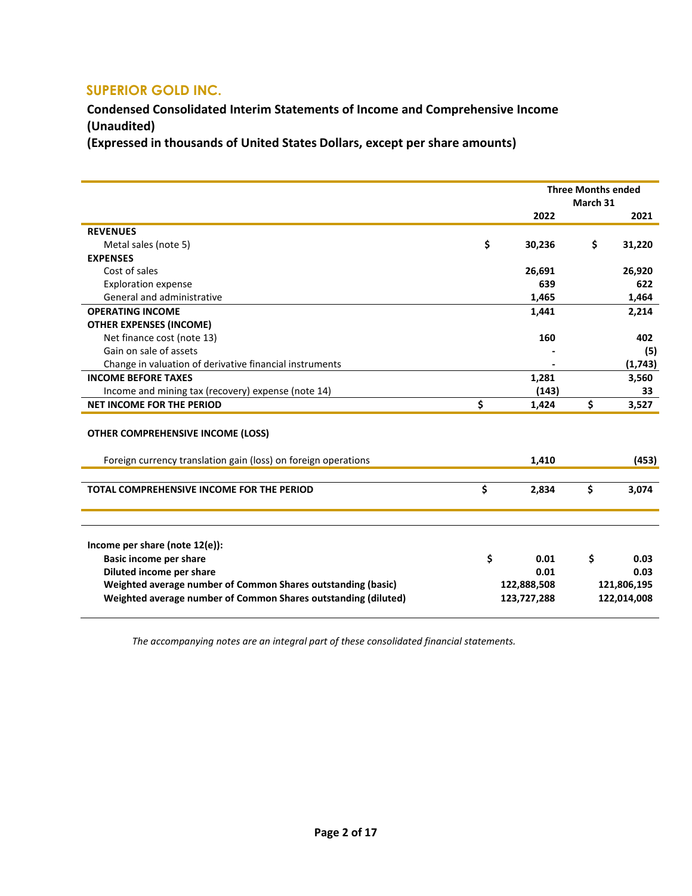# SUPERIOR GOLD INC.

## Condensed Consolidated Interim Statements of Income and Comprehensive Income (Unaudited)

## (Expressed in thousands of United States Dollars, except per share amounts)

| | Three Months ended March 31 | |
|---|---|---|
| | **2022** | **2021** |
| **REVENUES** | | |
| Metal sales (note 5) | $ **30,236** | $ **31,220** |
| **EXPENSES** | | |
| Cost of sales | **26,691** | **26,920** |
| Exploration expense | **639** | **622** |
| General and administrative | **1,465** | **1,464** |
| **OPERATING INCOME** | **1,441** | **2,214** |
| **OTHER EXPENSES (INCOME)** | | |
| Net finance cost (note 13) | **160** | **402** |
| Gain on sale of assets | **-** | **(5)** |
| Change in valuation of derivative financial instruments | **-** | **(1,743)** |
| **INCOME BEFORE TAXES** | **1,281** | **3,560** |
| Income and mining tax (recovery) expense (note 14) | **(143)** | **33** |
| **NET INCOME FOR THE PERIOD** | $ **1,424** | $ **3,527** |
| **OTHER COMPREHENSIVE INCOME (LOSS)** | | |
| Foreign currency translation gain (loss) on foreign operations | **1,410** | **(453)** |
| **TOTAL COMPREHENSIVE INCOME FOR THE PERIOD** | $ **2,834** | $ **3,074** |
| **Income per share (note 12(e)):** | | |
| **Basic income per share** | $ **0.01** | $ **0.03** |
| **Diluted income per share** | **0.01** | **0.03** |
| **Weighted average number of Common Shares outstanding (basic)** | **122,888,508** | **121,806,195** |
| **Weighted average number of Common Shares outstanding (diluted)** | **123,727,288** | **122,014,008** |

*The accompanying notes are an integral part of these consolidated financial statements.*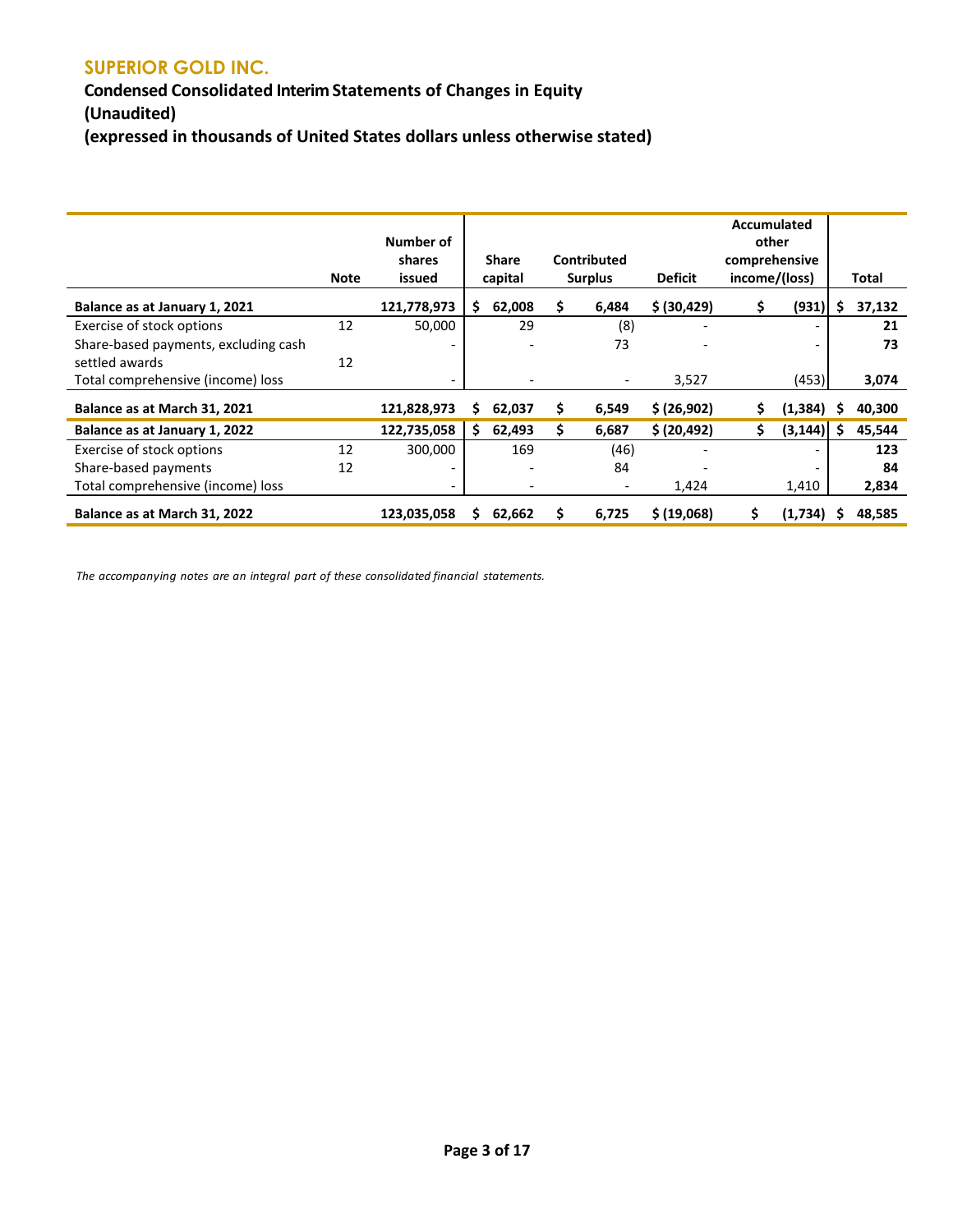# SUPERIOR GOLD INC.

## Condensed Consolidated Interim Statements of Changes in Equity
## (Unaudited)
## (expressed in thousands of United States dollars unless otherwise stated)

| | Note | Number of shares issued | Share capital | Contributed Surplus | Deficit | Accumulated other comprehensive income/(loss) | Total |
|---|---|---|---|---|---|---|---|
| **Balance as at January 1, 2021** | | **121,778,973** | **$ 62,008** | **$ 6,484** | **$ (30,429)** | **$ (931)** | **$ 37,132** |
| Exercise of stock options | 12 | 50,000 | 29 | (8) | - | - | **21** |
| Share-based payments, excluding cash settled awards | 12 | - | - | 73 | - | - | **73** |
| Total comprehensive (income) loss | | - | - | - | 3,527 | (453) | **3,074** |
| **Balance as at March 31, 2021** | | **121,828,973** | **$ 62,037** | **$ 6,549** | **$ (26,902)** | **$ (1,384)** | **$ 40,300** |
| **Balance as at January 1, 2022** | | **122,735,058** | **$ 62,493** | **$ 6,687** | **$ (20,492)** | **$ (3,144)** | **$ 45,544** |
| Exercise of stock options | 12 | 300,000 | 169 | (46) | - | - | **123** |
| Share-based payments | 12 | - | - | 84 | - | - | **84** |
| Total comprehensive (income) loss | | - | - | - | 1,424 | 1,410 | **2,834** |
| **Balance as at March 31, 2022** | | **123,035,058** | **$ 62,662** | **$ 6,725** | **$ (19,068)** | **$ (1,734)** | **$ 48,585** |

*The accompanying notes are an integral part of these consolidated financial statements.*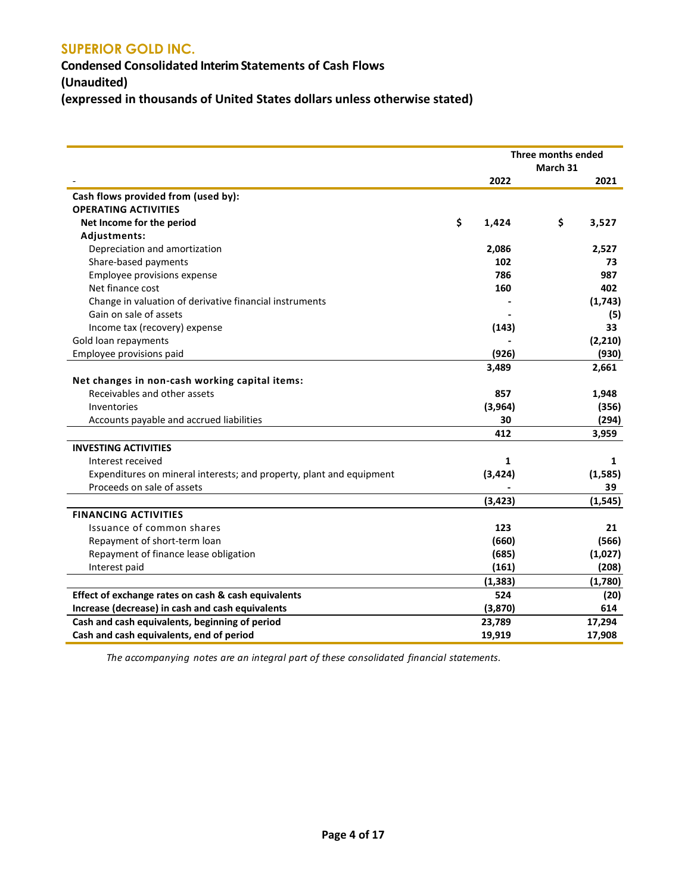# SUPERIOR GOLD INC.

## Condensed Consolidated Interim Statements of Cash Flows
## (Unaudited)
## (expressed in thousands of United States dollars unless otherwise stated)

| - | Three months ended March 31 2022 | 2021 |
|---|---|---|
| **Cash flows provided from (used by):** | | |
| **OPERATING ACTIVITIES** | | |
| **Net Income for the period** | **$ 1,424** | **$ 3,527** |
| **Adjustments:** | | |
| Depreciation and amortization | **2,086** | **2,527** |
| Share-based payments | **102** | **73** |
| Employee provisions expense | **786** | **987** |
| Net finance cost | **160** | **402** |
| Change in valuation of derivative financial instruments | **-** | **(1,743)** |
| Gain on sale of assets | **-** | **(5)** |
| Income tax (recovery) expense | **(143)** | **33** |
| Gold loan repayments | **-** | **(2,210)** |
| Employee provisions paid | **(926)** | **(930)** |
| | **3,489** | **2,661** |
| **Net changes in non-cash working capital items:** | | |
| Receivables and other assets | **857** | **1,948** |
| Inventories | **(3,964)** | **(356)** |
| Accounts payable and accrued liabilities | **30** | **(294)** |
| | **412** | **3,959** |
| **INVESTING ACTIVITIES** | | |
| Interest received | **1** | **1** |
| Expenditures on mineral interests; and property, plant and equipment | **(3,424)** | **(1,585)** |
| Proceeds on sale of assets | **-** | **39** |
| | **(3,423)** | **(1,545)** |
| **FINANCING ACTIVITIES** | | |
| Issuance of common shares | **123** | **21** |
| Repayment of short-term loan | **(660)** | **(566)** |
| Repayment of finance lease obligation | **(685)** | **(1,027)** |
| Interest paid | **(161)** | **(208)** |
| | **(1,383)** | **(1,780)** |
| **Effect of exchange rates on cash & cash equivalents** | **524** | **(20)** |
| **Increase (decrease) in cash and cash equivalents** | **(3,870)** | **614** |
| **Cash and cash equivalents, beginning of period** | **23,789** | **17,294** |
| **Cash and cash equivalents, end of period** | **19,919** | **17,908** |

*The accompanying notes are an integral part of these consolidated financial statements.*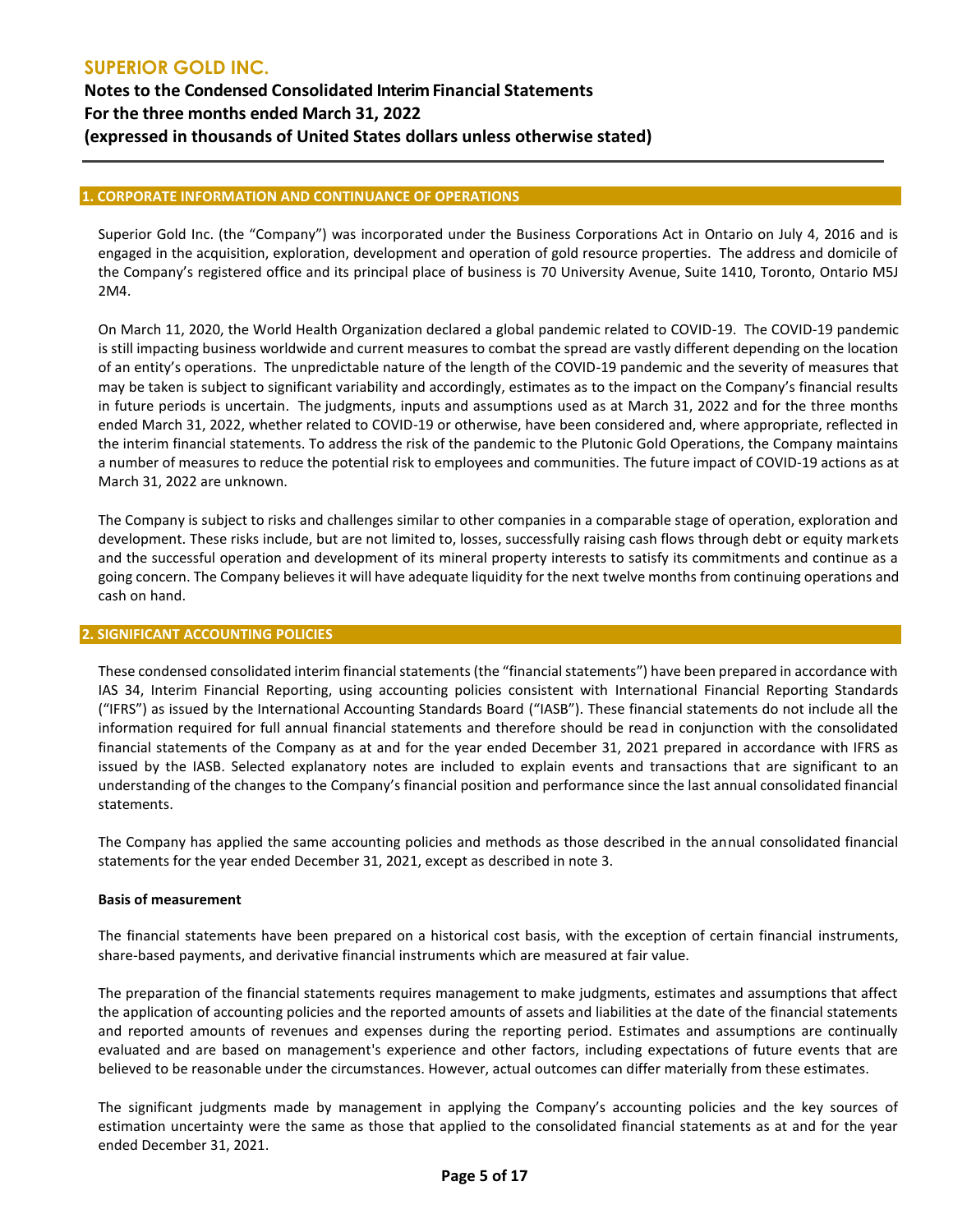## 1. CORPORATE INFORMATION AND CONTINUANCE OF OPERATIONS

Superior Gold Inc. (the "Company") was incorporated under the Business Corporations Act in Ontario on July 4, 2016 and is engaged in the acquisition, exploration, development and operation of gold resource properties. The address and domicile of the Company's registered office and its principal place of business is 70 University Avenue, Suite 1410, Toronto, Ontario M5J 2M4.

On March 11, 2020, the World Health Organization declared a global pandemic related to COVID-19. The COVID-19 pandemic is still impacting business worldwide and current measures to combat the spread are vastly different depending on the location of an entity's operations. The unpredictable nature of the length of the COVID-19 pandemic and the severity of measures that may be taken is subject to significant variability and accordingly, estimates as to the impact on the Company's financial results in future periods is uncertain. The judgments, inputs and assumptions used as at March 31, 2022 and for the three months ended March 31, 2022, whether related to COVID-19 or otherwise, have been considered and, where appropriate, reflected in the interim financial statements. To address the risk of the pandemic to the Plutonic Gold Operations, the Company maintains a number of measures to reduce the potential risk to employees and communities. The future impact of COVID-19 actions as at March 31, 2022 are unknown.

The Company is subject to risks and challenges similar to other companies in a comparable stage of operation, exploration and development. These risks include, but are not limited to, losses, successfully raising cash flows through debt or equity markets and the successful operation and development of its mineral property interests to satisfy its commitments and continue as a going concern. The Company believes it will have adequate liquidity for the next twelve months from continuing operations and cash on hand.

## 2. SIGNIFICANT ACCOUNTING POLICIES

These condensed consolidated interim financial statements (the "financial statements") have been prepared in accordance with IAS 34, Interim Financial Reporting, using accounting policies consistent with International Financial Reporting Standards ("IFRS") as issued by the International Accounting Standards Board ("IASB"). These financial statements do not include all the information required for full annual financial statements and therefore should be read in conjunction with the consolidated financial statements of the Company as at and for the year ended December 31, 2021 prepared in accordance with IFRS as issued by the IASB. Selected explanatory notes are included to explain events and transactions that are significant to an understanding of the changes to the Company's financial position and performance since the last annual consolidated financial statements.

The Company has applied the same accounting policies and methods as those described in the annual consolidated financial statements for the year ended December 31, 2021, except as described in note 3.

**Basis of measurement**

The financial statements have been prepared on a historical cost basis, with the exception of certain financial instruments, share-based payments, and derivative financial instruments which are measured at fair value.

The preparation of the financial statements requires management to make judgments, estimates and assumptions that affect the application of accounting policies and the reported amounts of assets and liabilities at the date of the financial statements and reported amounts of revenues and expenses during the reporting period. Estimates and assumptions are continually evaluated and are based on management's experience and other factors, including expectations of future events that are believed to be reasonable under the circumstances. However, actual outcomes can differ materially from these estimates.

The significant judgments made by management in applying the Company's accounting policies and the key sources of estimation uncertainty were the same as those that applied to the consolidated financial statements as at and for the year ended December 31, 2021.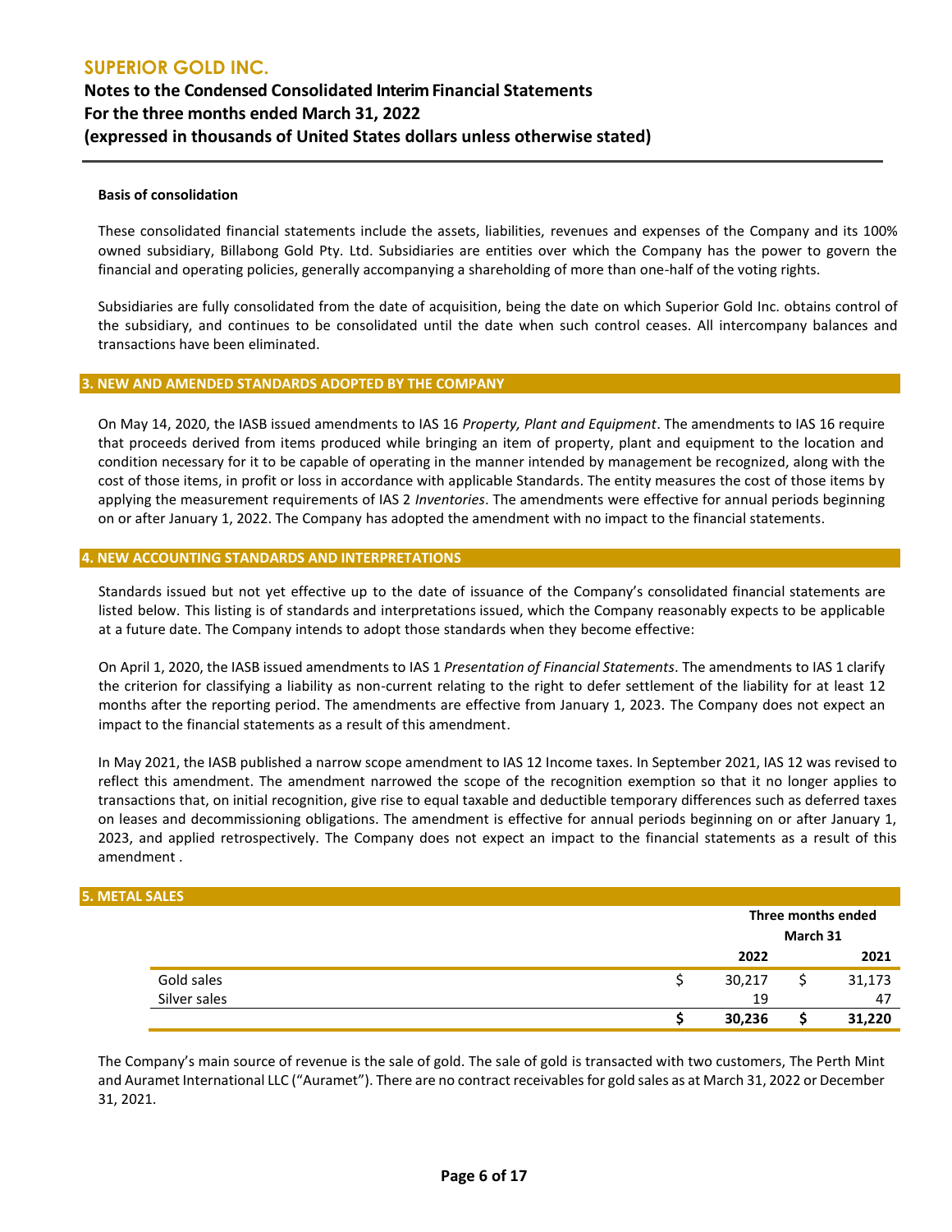**Basis of consolidation**

These consolidated financial statements include the assets, liabilities, revenues and expenses of the Company and its 100% owned subsidiary, Billabong Gold Pty. Ltd. Subsidiaries are entities over which the Company has the power to govern the financial and operating policies, generally accompanying a shareholding of more than one-half of the voting rights.

Subsidiaries are fully consolidated from the date of acquisition, being the date on which Superior Gold Inc. obtains control of the subsidiary, and continues to be consolidated until the date when such control ceases. All intercompany balances and transactions have been eliminated.

## 3. NEW AND AMENDED STANDARDS ADOPTED BY THE COMPANY

On May 14, 2020, the IASB issued amendments to IAS 16 *Property, Plant and Equipment*. The amendments to IAS 16 require that proceeds derived from items produced while bringing an item of property, plant and equipment to the location and condition necessary for it to be capable of operating in the manner intended by management be recognized, along with the cost of those items, in profit or loss in accordance with applicable Standards. The entity measures the cost of those items by applying the measurement requirements of IAS 2 *Inventories*. The amendments were effective for annual periods beginning on or after January 1, 2022. The Company has adopted the amendment with no impact to the financial statements.

## 4. NEW ACCOUNTING STANDARDS AND INTERPRETATIONS

Standards issued but not yet effective up to the date of issuance of the Company's consolidated financial statements are listed below. This listing is of standards and interpretations issued, which the Company reasonably expects to be applicable at a future date. The Company intends to adopt those standards when they become effective:

On April 1, 2020, the IASB issued amendments to IAS 1 *Presentation of Financial Statements*. The amendments to IAS 1 clarify the criterion for classifying a liability as non-current relating to the right to defer settlement of the liability for at least 12 months after the reporting period. The amendments are effective from January 1, 2023. The Company does not expect an impact to the financial statements as a result of this amendment.

In May 2021, the IASB published a narrow scope amendment to IAS 12 Income taxes. In September 2021, IAS 12 was revised to reflect this amendment. The amendment narrowed the scope of the recognition exemption so that it no longer applies to transactions that, on initial recognition, give rise to equal taxable and deductible temporary differences such as deferred taxes on leases and decommissioning obligations. The amendment is effective for annual periods beginning on or after January 1, 2023, and applied retrospectively. The Company does not expect an impact to the financial statements as a result of this amendment .

## 5. METAL SALES

| | Three months ended March 31 | |
|---|---|---|
| | **2022** | **2021** |
| Gold sales | $ 30,217 | $ 31,173 |
| Silver sales | 19 | 47 |
| | **$ 30,236** | **$ 31,220** |

The Company's main source of revenue is the sale of gold. The sale of gold is transacted with two customers, The Perth Mint and Auramet International LLC ("Auramet"). There are no contract receivables for gold sales as at March 31, 2022 or December 31, 2021.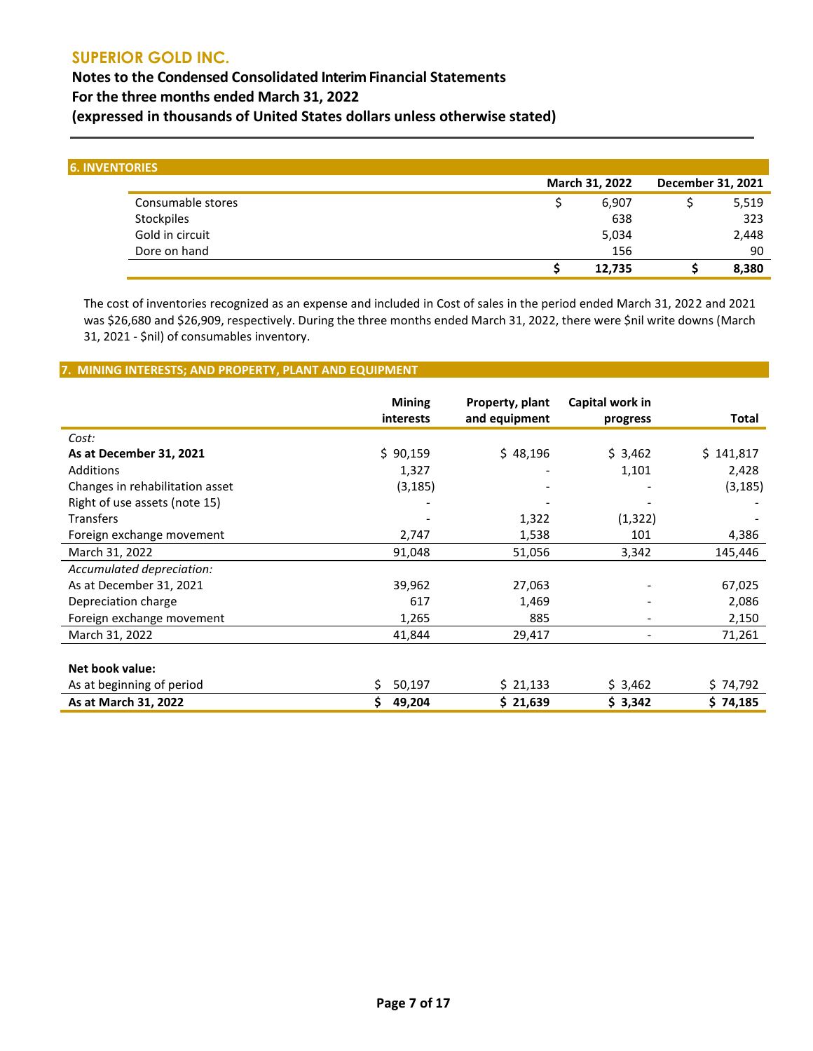## 6. INVENTORIES

| | March 31, 2022 | December 31, 2021 |
|---|---|---|
| Consumable stores | $ 6,907 | $ 5,519 |
| Stockpiles | 638 | 323 |
| Gold in circuit | 5,034 | 2,448 |
| Dore on hand | 156 | 90 |
| | **$ 12,735** | **$ 8,380** |

The cost of inventories recognized as an expense and included in Cost of sales in the period ended March 31, 2022 and 2021 was $26,680 and $26,909, respectively. During the three months ended March 31, 2022, there were $nil write downs (March 31, 2021 - $nil) of consumables inventory.

## 7. MINING INTERESTS; AND PROPERTY, PLANT AND EQUIPMENT

| | Mining interests | Property, plant and equipment | Capital work in progress | Total |
|---|---|---|---|---|
| *Cost:* | | | | |
| **As at December 31, 2021** | $ 90,159 | $ 48,196 | $ 3,462 | $ 141,817 |
| Additions | 1,327 | - | 1,101 | 2,428 |
| Changes in rehabilitation asset | (3,185) | - | - | (3,185) |
| Right of use assets (note 15) | - | - | - | - |
| Transfers | - | 1,322 | (1,322) | - |
| Foreign exchange movement | 2,747 | 1,538 | 101 | 4,386 |
| March 31, 2022 | 91,048 | 51,056 | 3,342 | 145,446 |
| *Accumulated depreciation:* | | | | |
| As at December 31, 2021 | 39,962 | 27,063 | - | 67,025 |
| Depreciation charge | 617 | 1,469 | - | 2,086 |
| Foreign exchange movement | 1,265 | 885 | - | 2,150 |
| March 31, 2022 | 41,844 | 29,417 | - | 71,261 |
| | | | | |
| **Net book value:** | | | | |
| As at beginning of period | $ 50,197 | $ 21,133 | $ 3,462 | $ 74,792 |
| **As at March 31, 2022** | **$ 49,204** | **$ 21,639** | **$ 3,342** | **$ 74,185** |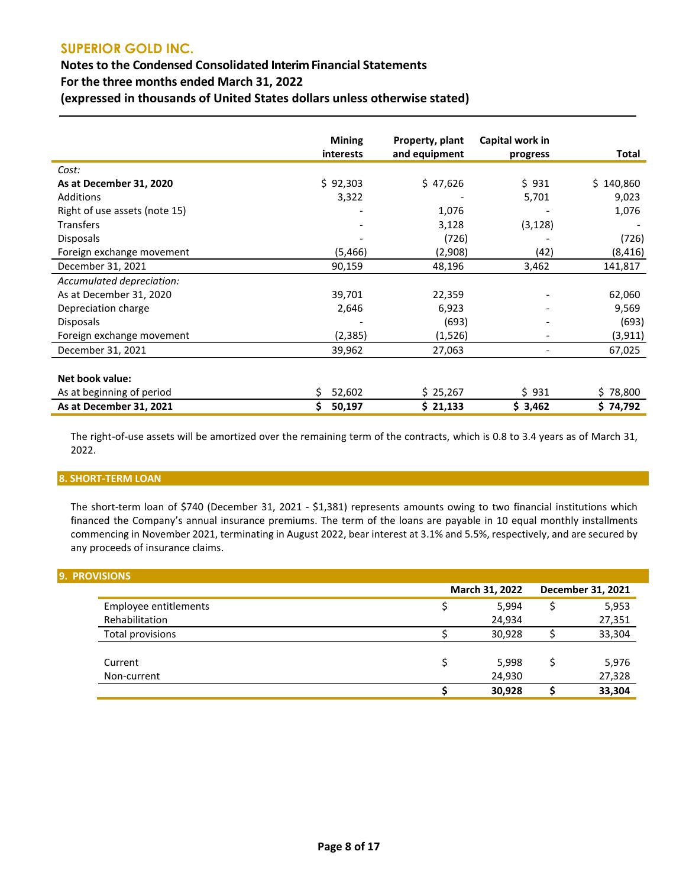| | Mining interests | Property, plant and equipment | Capital work in progress | Total |
|---|---|---|---|---|
| *Cost:* | | | | |
| **As at December 31, 2020** | $ 92,303 | $ 47,626 | $ 931 | $ 140,860 |
| Additions | 3,322 | - | 5,701 | 9,023 |
| Right of use assets (note 15) | - | 1,076 | - | 1,076 |
| Transfers | - | 3,128 | (3,128) | - |
| Disposals | - | (726) | - | (726) |
| Foreign exchange movement | (5,466) | (2,908) | (42) | (8,416) |
| December 31, 2021 | 90,159 | 48,196 | 3,462 | 141,817 |
| *Accumulated depreciation:* | | | | |
| As at December 31, 2020 | 39,701 | 22,359 | - | 62,060 |
| Depreciation charge | 2,646 | 6,923 | - | 9,569 |
| Disposals | - | (693) | - | (693) |
| Foreign exchange movement | (2,385) | (1,526) | - | (3,911) |
| December 31, 2021 | 39,962 | 27,063 | - | 67,025 |
| | | | | |
| **Net book value:** | | | | |
| As at beginning of period | $ 52,602 | $ 25,267 | $ 931 | $ 78,800 |
| **As at December 31, 2021** | **$ 50,197** | **$ 21,133** | **$ 3,462** | **$ 74,792** |

The right-of-use assets will be amortized over the remaining term of the contracts, which is 0.8 to 3.4 years as of March 31, 2022.

## 8. SHORT-TERM LOAN

The short-term loan of $740 (December 31, 2021 - $1,381) represents amounts owing to two financial institutions which financed the Company's annual insurance premiums. The term of the loans are payable in 10 equal monthly installments commencing in November 2021, terminating in August 2022, bear interest at 3.1% and 5.5%, respectively, and are secured by any proceeds of insurance claims.

## 9. PROVISIONS

| | March 31, 2022 | December 31, 2021 |
|---|---|---|
| Employee entitlements | $ 5,994 | $ 5,953 |
| Rehabilitation | 24,934 | 27,351 |
| Total provisions | $ 30,928 | $ 33,304 |
| | | |
| Current | $ 5,998 | $ 5,976 |
| Non-current | 24,930 | 27,328 |
| | **$ 30,928** | **$ 33,304** |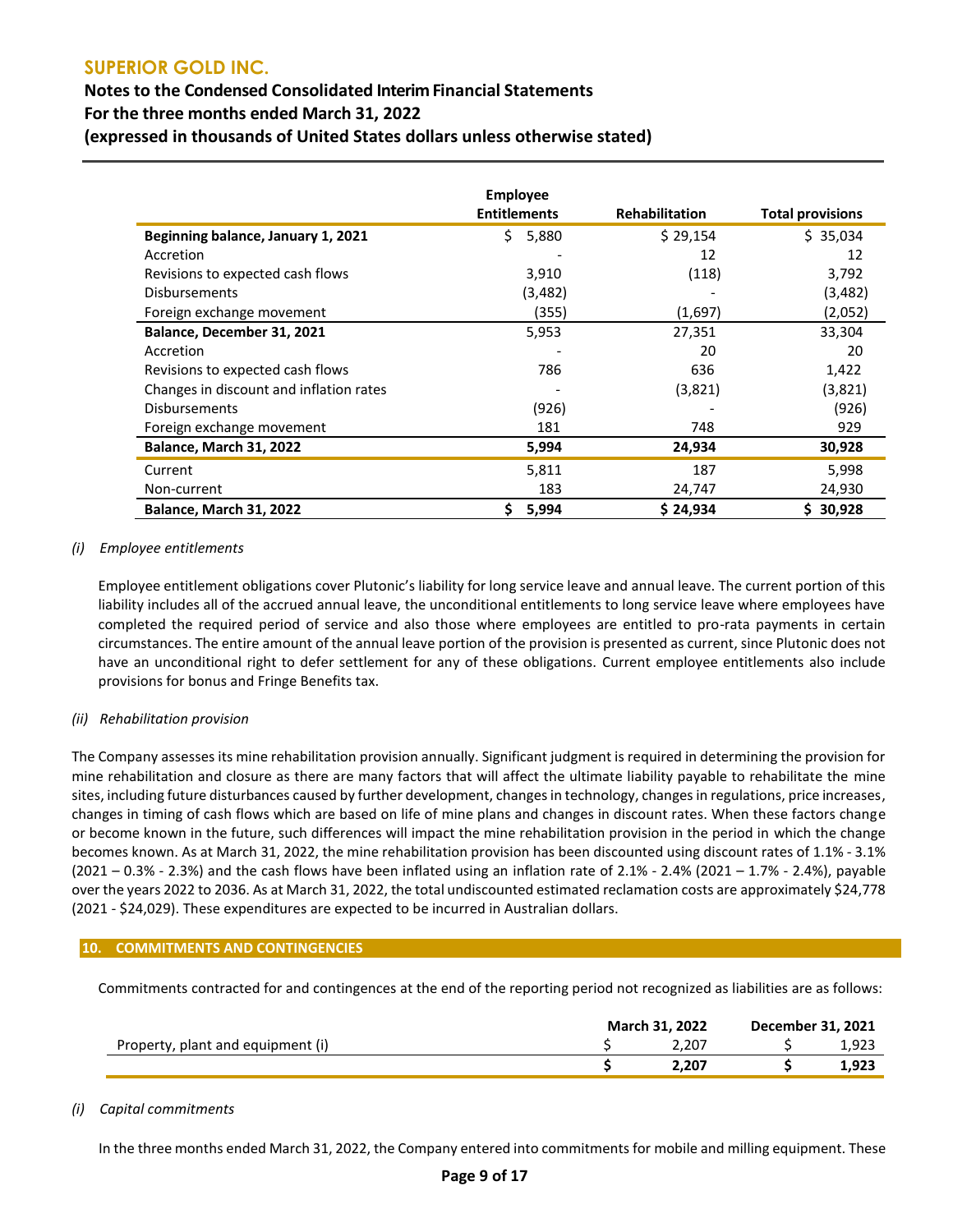| | Employee Entitlements | Rehabilitation | Total provisions |
|---|---|---|---|
| **Beginning balance, January 1, 2021** | $ 5,880 | $ 29,154 | $ 35,034 |
| Accretion | - | 12 | 12 |
| Revisions to expected cash flows | 3,910 | (118) | 3,792 |
| Disbursements | (3,482) | - | (3,482) |
| Foreign exchange movement | (355) | (1,697) | (2,052) |
| **Balance, December 31, 2021** | 5,953 | 27,351 | 33,304 |
| Accretion | - | 20 | 20 |
| Revisions to expected cash flows | 786 | 636 | 1,422 |
| Changes in discount and inflation rates | - | (3,821) | (3,821) |
| Disbursements | (926) | - | (926) |
| Foreign exchange movement | 181 | 748 | 929 |
| **Balance, March 31, 2022** | **5,994** | **24,934** | **30,928** |
| Current | 5,811 | 187 | 5,998 |
| Non-current | 183 | 24,747 | 24,930 |
| **Balance, March 31, 2022** | **$ 5,994** | **$ 24,934** | **$ 30,928** |

*(i) Employee entitlements*

Employee entitlement obligations cover Plutonic's liability for long service leave and annual leave. The current portion of this liability includes all of the accrued annual leave, the unconditional entitlements to long service leave where employees have completed the required period of service and also those where employees are entitled to pro-rata payments in certain circumstances. The entire amount of the annual leave portion of the provision is presented as current, since Plutonic does not have an unconditional right to defer settlement for any of these obligations. Current employee entitlements also include provisions for bonus and Fringe Benefits tax.

*(ii) Rehabilitation provision*

The Company assesses its mine rehabilitation provision annually. Significant judgment is required in determining the provision for mine rehabilitation and closure as there are many factors that will affect the ultimate liability payable to rehabilitate the mine sites, including future disturbances caused by further development, changes in technology, changes in regulations, price increases, changes in timing of cash flows which are based on life of mine plans and changes in discount rates. When these factors change or become known in the future, such differences will impact the mine rehabilitation provision in the period in which the change becomes known. As at March 31, 2022, the mine rehabilitation provision has been discounted using discount rates of 1.1% - 3.1% (2021 – 0.3% - 2.3%) and the cash flows have been inflated using an inflation rate of 2.1% - 2.4% (2021 – 1.7% - 2.4%), payable over the years 2022 to 2036. As at March 31, 2022, the total undiscounted estimated reclamation costs are approximately $24,778 (2021 - $24,029). These expenditures are expected to be incurred in Australian dollars.

## 10. COMMITMENTS AND CONTINGENCIES

Commitments contracted for and contingences at the end of the reporting period not recognized as liabilities are as follows:

| | March 31, 2022 | December 31, 2021 |
|---|---|---|
| Property, plant and equipment (i) | $ 2,207 | $ 1,923 |
| | **$ 2,207** | **$ 1,923** |

*(i) Capital commitments*

In the three months ended March 31, 2022, the Company entered into commitments for mobile and milling equipment. These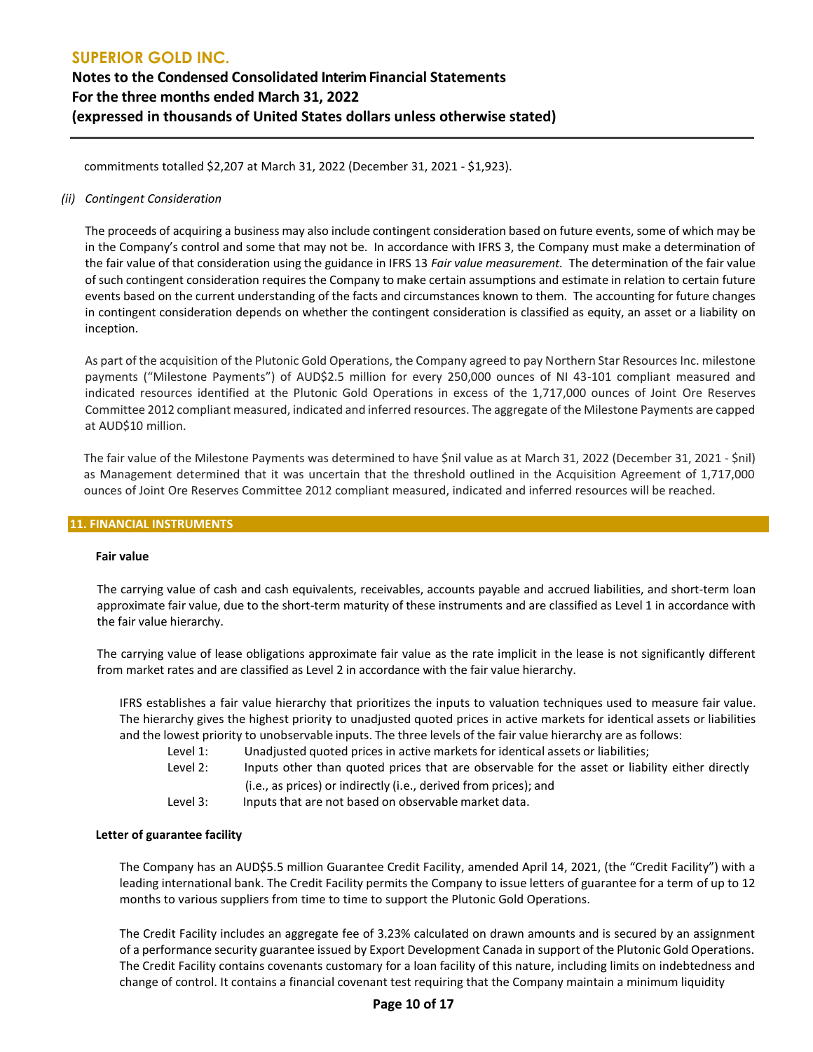commitments totalled $2,207 at March 31, 2022 (December 31, 2021 - $1,923).

*(ii) Contingent Consideration*

The proceeds of acquiring a business may also include contingent consideration based on future events, some of which may be in the Company's control and some that may not be. In accordance with IFRS 3, the Company must make a determination of the fair value of that consideration using the guidance in IFRS 13 *Fair value measurement.* The determination of the fair value of such contingent consideration requires the Company to make certain assumptions and estimate in relation to certain future events based on the current understanding of the facts and circumstances known to them. The accounting for future changes in contingent consideration depends on whether the contingent consideration is classified as equity, an asset or a liability on inception.

As part of the acquisition of the Plutonic Gold Operations, the Company agreed to pay Northern Star Resources Inc. milestone payments ("Milestone Payments") of AUD$2.5 million for every 250,000 ounces of NI 43-101 compliant measured and indicated resources identified at the Plutonic Gold Operations in excess of the 1,717,000 ounces of Joint Ore Reserves Committee 2012 compliant measured, indicated and inferred resources. The aggregate of the Milestone Payments are capped at AUD$10 million.

The fair value of the Milestone Payments was determined to have $nil value as at March 31, 2022 (December 31, 2021 - $nil) as Management determined that it was uncertain that the threshold outlined in the Acquisition Agreement of 1,717,000 ounces of Joint Ore Reserves Committee 2012 compliant measured, indicated and inferred resources will be reached.

## 11. FINANCIAL INSTRUMENTS

**Fair value**

The carrying value of cash and cash equivalents, receivables, accounts payable and accrued liabilities, and short-term loan approximate fair value, due to the short-term maturity of these instruments and are classified as Level 1 in accordance with the fair value hierarchy.

The carrying value of lease obligations approximate fair value as the rate implicit in the lease is not significantly different from market rates and are classified as Level 2 in accordance with the fair value hierarchy.

IFRS establishes a fair value hierarchy that prioritizes the inputs to valuation techniques used to measure fair value. The hierarchy gives the highest priority to unadjusted quoted prices in active markets for identical assets or liabilities and the lowest priority to unobservable inputs. The three levels of the fair value hierarchy are as follows:

- Level 1: Unadjusted quoted prices in active markets for identical assets or liabilities;
- Level 2: Inputs other than quoted prices that are observable for the asset or liability either directly (i.e., as prices) or indirectly (i.e., derived from prices); and
- Level 3: Inputs that are not based on observable market data.

**Letter of guarantee facility**

The Company has an AUD$5.5 million Guarantee Credit Facility, amended April 14, 2021, (the "Credit Facility") with a leading international bank. The Credit Facility permits the Company to issue letters of guarantee for a term of up to 12 months to various suppliers from time to time to support the Plutonic Gold Operations.

The Credit Facility includes an aggregate fee of 3.23% calculated on drawn amounts and is secured by an assignment of a performance security guarantee issued by Export Development Canada in support of the Plutonic Gold Operations. The Credit Facility contains covenants customary for a loan facility of this nature, including limits on indebtedness and change of control. It contains a financial covenant test requiring that the Company maintain a minimum liquidity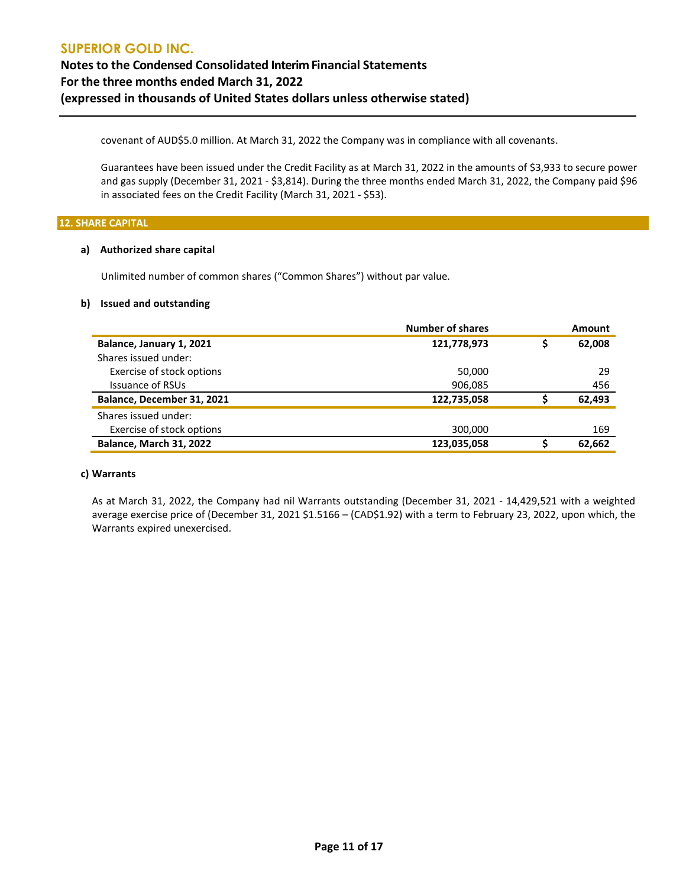covenant of AUD$5.0 million. At March 31, 2022 the Company was in compliance with all covenants.

Guarantees have been issued under the Credit Facility as at March 31, 2022 in the amounts of $3,933 to secure power and gas supply (December 31, 2021 - $3,814). During the three months ended March 31, 2022, the Company paid $96 in associated fees on the Credit Facility (March 31, 2021 - $53).

## 12. SHARE CAPITAL

### a) Authorized share capital

Unlimited number of common shares ("Common Shares") without par value.

### b) Issued and outstanding

| | Number of shares | | Amount |
|---|---|---|---|
| **Balance, January 1, 2021** | **121,778,973** | **$** | **62,008** |
| Shares issued under: | | | |
| Exercise of stock options | 50,000 | | 29 |
| Issuance of RSUs | 906,085 | | 456 |
| **Balance, December 31, 2021** | **122,735,058** | **$** | **62,493** |
| Shares issued under: | | | |
| Exercise of stock options | 300,000 | | 169 |
| **Balance, March 31, 2022** | **123,035,058** | **$** | **62,662** |

### c) Warrants

As at March 31, 2022, the Company had nil Warrants outstanding (December 31, 2021 - 14,429,521 with a weighted average exercise price of (December 31, 2021 $1.5166 – (CAD$1.92) with a term to February 23, 2022, upon which, the Warrants expired unexercised.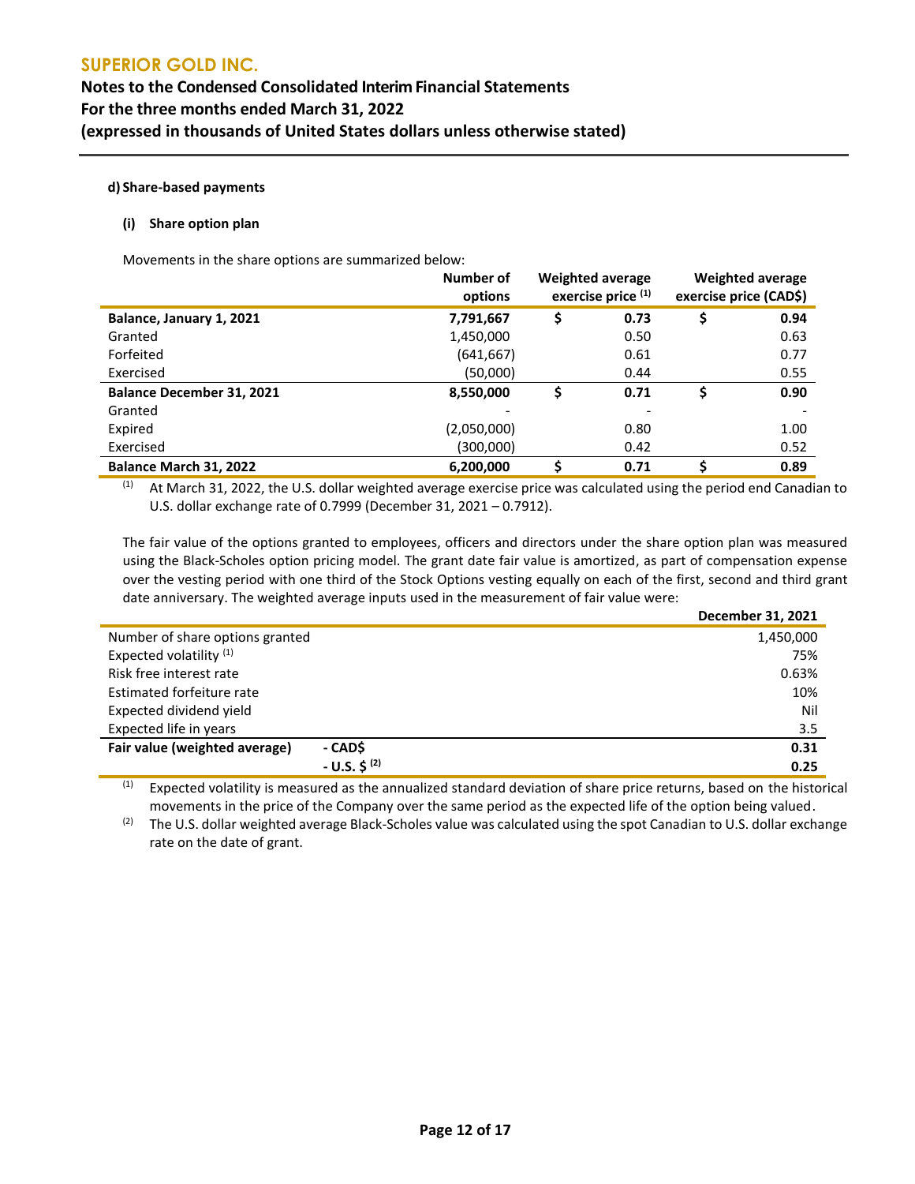#### d) Share-based payments

##### (i) Share option plan

Movements in the share options are summarized below:

| | Number of options | Weighted average exercise price [(1)] | Weighted average exercise price (CAD$) |
|---|---|---|---|
| **Balance, January 1, 2021** | **7,791,667** | **$ 0.73** | **$ 0.94** |
| Granted | 1,450,000 | 0.50 | 0.63 |
| Forfeited | (641,667) | 0.61 | 0.77 |
| Exercised | (50,000) | 0.44 | 0.55 |
| **Balance December 31, 2021** | **8,550,000** | **$ 0.71** | **$ 0.90** |
| Granted | - | - | - |
| Expired | (2,050,000) | 0.80 | 1.00 |
| Exercised | (300,000) | 0.42 | 0.52 |
| **Balance March 31, 2022** | **6,200,000** | **$ 0.71** | **$ 0.89** |

[(1)] At March 31, 2022, the U.S. dollar weighted average exercise price was calculated using the period end Canadian to U.S. dollar exchange rate of 0.7999 (December 31, 2021 – 0.7912).

The fair value of the options granted to employees, officers and directors under the share option plan was measured using the Black-Scholes option pricing model. The grant date fair value is amortized, as part of compensation expense over the vesting period with one third of the Stock Options vesting equally on each of the first, second and third grant date anniversary. The weighted average inputs used in the measurement of fair value were:

| | | December 31, 2021 |
|---|---|---|
| Number of share options granted | | 1,450,000 |
| Expected volatility [(1)] | | 75% |
| Risk free interest rate | | 0.63% |
| Estimated forfeiture rate | | 10% |
| Expected dividend yield | | Nil |
| Expected life in years | | 3.5 |
| **Fair value (weighted average)** | **- CAD$** | **0.31** |
| | **- U.S. $ [(2)]** | **0.25** |

[(1)] Expected volatility is measured as the annualized standard deviation of share price returns, based on the historical movements in the price of the Company over the same period as the expected life of the option being valued.

[(2)] The U.S. dollar weighted average Black-Scholes value was calculated using the spot Canadian to U.S. dollar exchange rate on the date of grant.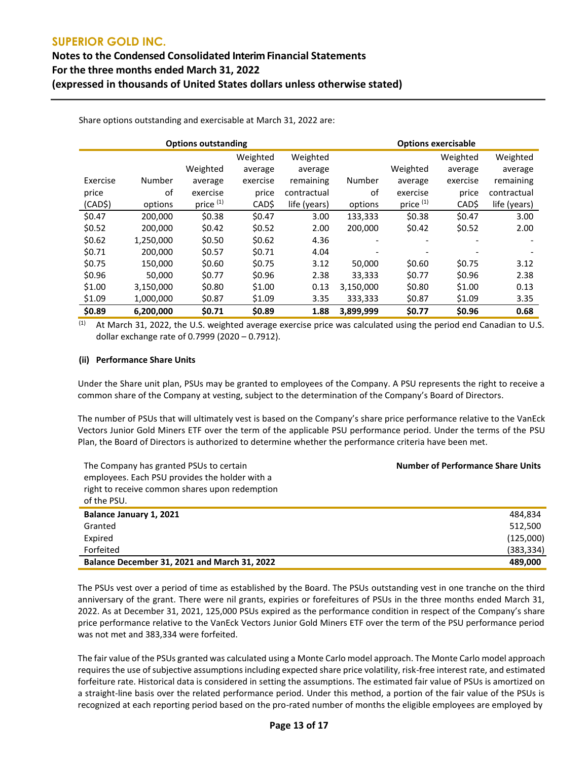Share options outstanding and exercisable at March 31, 2022 are:

| Options outstanding | | | | | Options exercisable | | | |
|---|---|---|---|---|---|---|---|---|
| Exercise price (CAD$) | Number of options | Weighted average exercise price [(1)] | Weighted average exercise price CAD$ | Weighted average remaining contractual life (years) | Number of options | Weighted average exercise price [(1)] | Weighted average exercise price CAD$ | Weighted average remaining contractual life (years) |
| $0.47 | 200,000 | $0.38 | $0.47 | 3.00 | 133,333 | $0.38 | $0.47 | 3.00 |
| $0.52 | 200,000 | $0.42 | $0.52 | 2.00 | 200,000 | $0.42 | $0.52 | 2.00 |
| $0.62 | 1,250,000 | $0.50 | $0.62 | 4.36 | - | - | - | - |
| $0.71 | 200,000 | $0.57 | $0.71 | 4.04 | - | - | - | - |
| $0.75 | 150,000 | $0.60 | $0.75 | 3.12 | 50,000 | $0.60 | $0.75 | 3.12 |
| $0.96 | 50,000 | $0.77 | $0.96 | 2.38 | 33,333 | $0.77 | $0.96 | 2.38 |
| $1.00 | 3,150,000 | $0.80 | $1.00 | 0.13 | 3,150,000 | $0.80 | $1.00 | 0.13 |
| $1.09 | 1,000,000 | $0.87 | $1.09 | 3.35 | 333,333 | $0.87 | $1.09 | 3.35 |
| **$0.89** | **6,200,000** | **$0.71** | **$0.89** | **1.88** | **3,899,999** | **$0.77** | **$0.96** | **0.68** |

(1) At March 31, 2022, the U.S. weighted average exercise price was calculated using the period end Canadian to U.S. dollar exchange rate of 0.7999 (2020 – 0.7912).

**(ii) Performance Share Units**

Under the Share unit plan, PSUs may be granted to employees of the Company. A PSU represents the right to receive a common share of the Company at vesting, subject to the determination of the Company's Board of Directors.

The number of PSUs that will ultimately vest is based on the Company's share price performance relative to the VanEck Vectors Junior Gold Miners ETF over the term of the applicable PSU performance period. Under the terms of the PSU Plan, the Board of Directors is authorized to determine whether the performance criteria have been met.

| The Company has granted PSUs to certain employees. Each PSU provides the holder with a right to receive common shares upon redemption of the PSU. | **Number of Performance Share Units** |
|---|---|
| **Balance January 1, 2021** | 484,834 |
| Granted | 512,500 |
| Expired | (125,000) |
| Forfeited | (383,334) |
| **Balance December 31, 2021 and March 31, 2022** | **489,000** |

The PSUs vest over a period of time as established by the Board. The PSUs outstanding vest in one tranche on the third anniversary of the grant. There were nil grants, expiries or forefeitures of PSUs in the three months ended March 31, 2022. As at December 31, 2021, 125,000 PSUs expired as the performance condition in respect of the Company's share price performance relative to the VanEck Vectors Junior Gold Miners ETF over the term of the PSU performance period was not met and 383,334 were forfeited.

The fair value of the PSUs granted was calculated using a Monte Carlo model approach. The Monte Carlo model approach requires the use of subjective assumptions including expected share price volatility, risk-free interest rate, and estimated forfeiture rate. Historical data is considered in setting the assumptions. The estimated fair value of PSUs is amortized on a straight-line basis over the related performance period. Under this method, a portion of the fair value of the PSUs is recognized at each reporting period based on the pro-rated number of months the eligible employees are employed by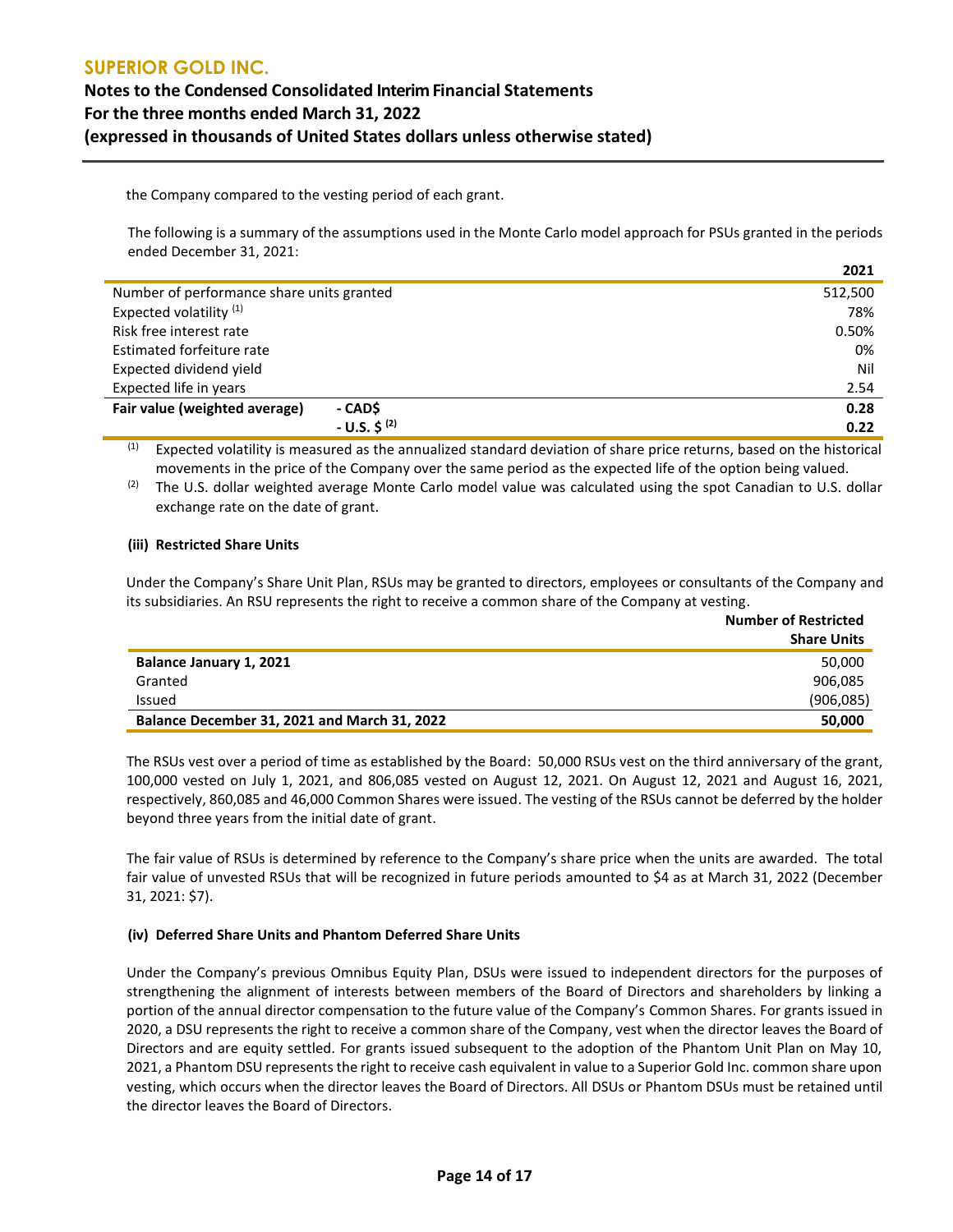the Company compared to the vesting period of each grant.

The following is a summary of the assumptions used in the Monte Carlo model approach for PSUs granted in the periods ended December 31, 2021:

| | | 2021 |
|---|---|---|
| Number of performance share units granted | | 512,500 |
| Expected volatility [(1)] | | 78% |
| Risk free interest rate | | 0.50% |
| Estimated forfeiture rate | | 0% |
| Expected dividend yield | | Nil |
| Expected life in years | | 2.54 |
| **Fair value (weighted average)** | **- CAD$** | **0.28** |
| | **- U.S. $ [(2)]** | **0.22** |

(1) Expected volatility is measured as the annualized standard deviation of share price returns, based on the historical movements in the price of the Company over the same period as the expected life of the option being valued.

(2) The U.S. dollar weighted average Monte Carlo model value was calculated using the spot Canadian to U.S. dollar exchange rate on the date of grant.

**(iii) Restricted Share Units**

Under the Company's Share Unit Plan, RSUs may be granted to directors, employees or consultants of the Company and its subsidiaries. An RSU represents the right to receive a common share of the Company at vesting.

| | Number of Restricted Share Units |
|---|---|
| **Balance January 1, 2021** | 50,000 |
| Granted | 906,085 |
| Issued | (906,085) |
| **Balance December 31, 2021 and March 31, 2022** | **50,000** |

The RSUs vest over a period of time as established by the Board: 50,000 RSUs vest on the third anniversary of the grant, 100,000 vested on July 1, 2021, and 806,085 vested on August 12, 2021. On August 12, 2021 and August 16, 2021, respectively, 860,085 and 46,000 Common Shares were issued. The vesting of the RSUs cannot be deferred by the holder beyond three years from the initial date of grant.

The fair value of RSUs is determined by reference to the Company's share price when the units are awarded. The total fair value of unvested RSUs that will be recognized in future periods amounted to $4 as at March 31, 2022 (December 31, 2021: $7).

**(iv) Deferred Share Units and Phantom Deferred Share Units**

Under the Company's previous Omnibus Equity Plan, DSUs were issued to independent directors for the purposes of strengthening the alignment of interests between members of the Board of Directors and shareholders by linking a portion of the annual director compensation to the future value of the Company's Common Shares. For grants issued in 2020, a DSU represents the right to receive a common share of the Company, vest when the director leaves the Board of Directors and are equity settled. For grants issued subsequent to the adoption of the Phantom Unit Plan on May 10, 2021, a Phantom DSU represents the right to receive cash equivalent in value to a Superior Gold Inc. common share upon vesting, which occurs when the director leaves the Board of Directors. All DSUs or Phantom DSUs must be retained until the director leaves the Board of Directors.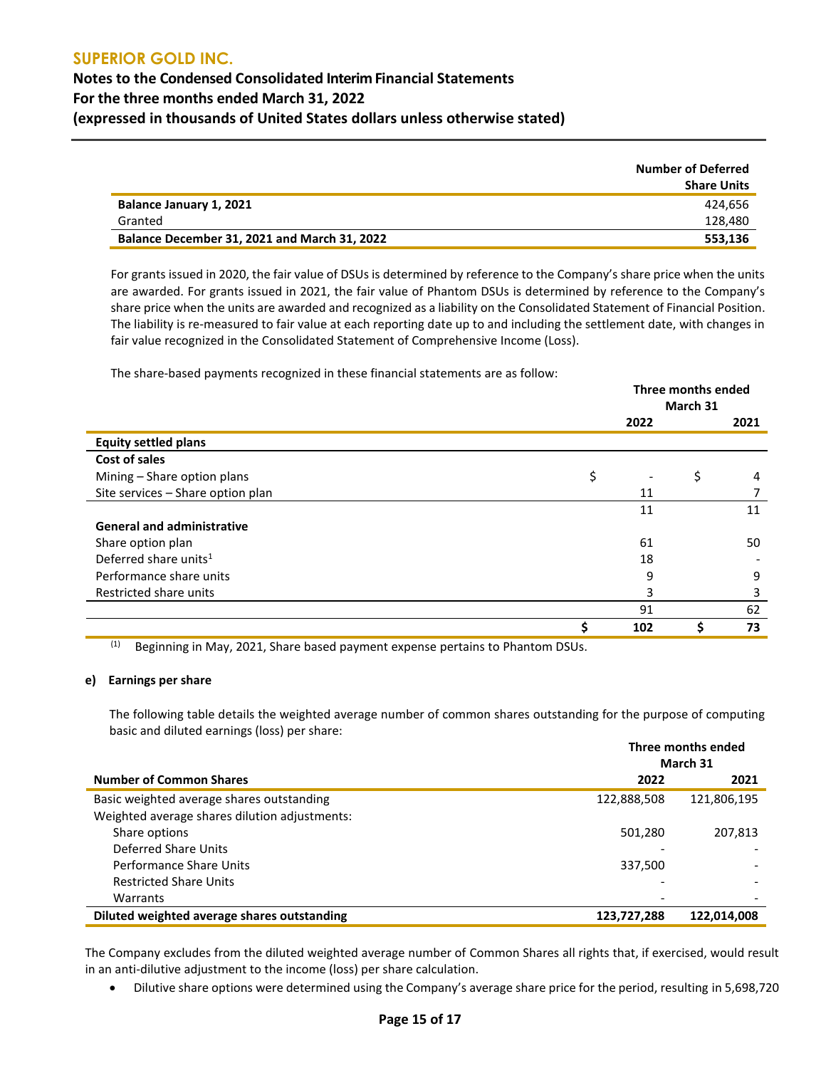| | Number of Deferred Share Units |
|---|---|
| **Balance January 1, 2021** | 424,656 |
| Granted | 128,480 |
| **Balance December 31, 2021 and March 31, 2022** | **553,136** |

For grants issued in 2020, the fair value of DSUs is determined by reference to the Company's share price when the units are awarded. For grants issued in 2021, the fair value of Phantom DSUs is determined by reference to the Company's share price when the units are awarded and recognized as a liability on the Consolidated Statement of Financial Position. The liability is re-measured to fair value at each reporting date up to and including the settlement date, with changes in fair value recognized in the Consolidated Statement of Comprehensive Income (Loss).

The share-based payments recognized in these financial statements are as follow:

| | Three months ended March 31 | |
|---|---|---|
| | 2022 | 2021 |
| **Equity settled plans** | | |
| **Cost of sales** | | |
| Mining – Share option plans | $ - | $ 4 |
| Site services – Share option plan | 11 | 7 |
| | 11 | 11 |
| **General and administrative** | | |
| Share option plan | 61 | 50 |
| Deferred share units[1] | 18 | - |
| Performance share units | 9 | 9 |
| Restricted share units | 3 | 3 |
| | 91 | 62 |
| | **$ 102** | **$ 73** |

(1) Beginning in May, 2021, Share based payment expense pertains to Phantom DSUs.

#### e) Earnings per share

The following table details the weighted average number of common shares outstanding for the purpose of computing basic and diluted earnings (loss) per share:

| | Three months ended March 31 | |
|---|---|---|
| **Number of Common Shares** | **2022** | **2021** |
| Basic weighted average shares outstanding | 122,888,508 | 121,806,195 |
| Weighted average shares dilution adjustments: | | |
| Share options | 501,280 | 207,813 |
| Deferred Share Units | - | - |
| Performance Share Units | 337,500 | - |
| Restricted Share Units | - | - |
| Warrants | - | - |
| **Diluted weighted average shares outstanding** | **123,727,288** | **122,014,008** |

The Company excludes from the diluted weighted average number of Common Shares all rights that, if exercised, would result in an anti-dilutive adjustment to the income (loss) per share calculation.

- Dilutive share options were determined using the Company's average share price for the period, resulting in 5,698,720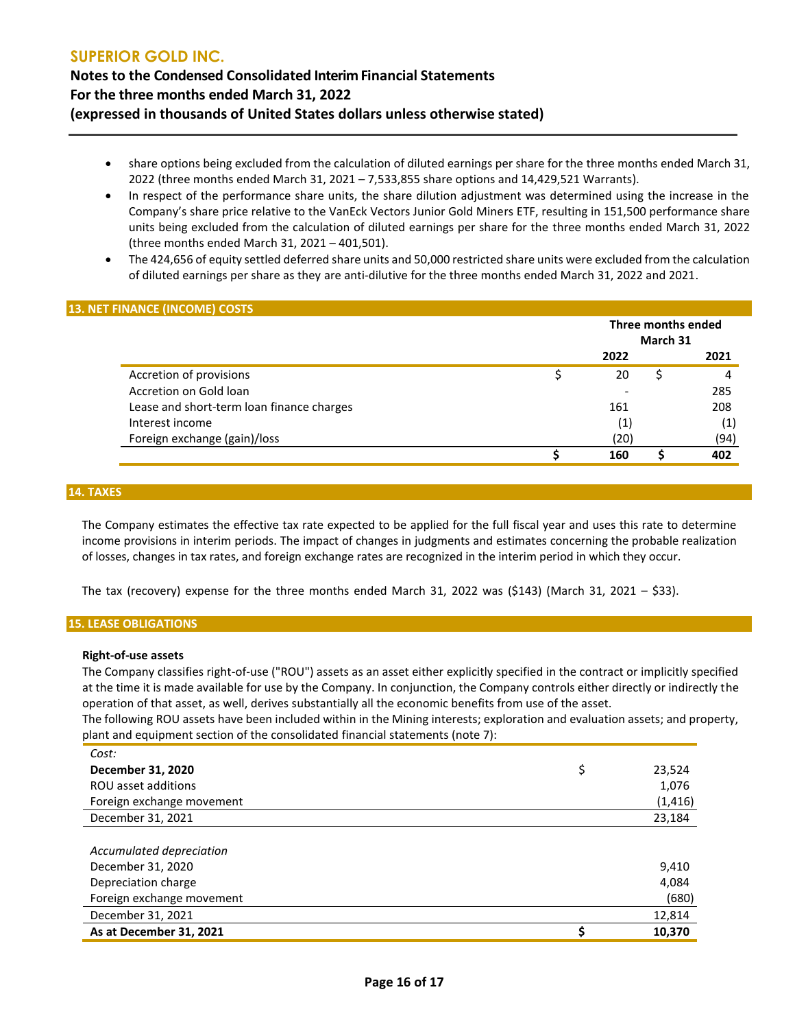- share options being excluded from the calculation of diluted earnings per share for the three months ended March 31, 2022 (three months ended March 31, 2021 – 7,533,855 share options and 14,429,521 Warrants).
- In respect of the performance share units, the share dilution adjustment was determined using the increase in the Company's share price relative to the VanEck Vectors Junior Gold Miners ETF, resulting in 151,500 performance share units being excluded from the calculation of diluted earnings per share for the three months ended March 31, 2022 (three months ended March 31, 2021 – 401,501).
- The 424,656 of equity settled deferred share units and 50,000 restricted share units were excluded from the calculation of diluted earnings per share as they are anti-dilutive for the three months ended March 31, 2022 and 2021.

## 13. NET FINANCE (INCOME) COSTS

| | Three months ended March 31 | |
|---|---|---|
| | 2022 | 2021 |
| Accretion of provisions | $ 20 | $ 4 |
| Accretion on Gold loan | - | 285 |
| Lease and short-term loan finance charges | 161 | 208 |
| Interest income | (1) | (1) |
| Foreign exchange (gain)/loss | (20) | (94) |
| | $ 160 | $ 402 |

## 14. TAXES

The Company estimates the effective tax rate expected to be applied for the full fiscal year and uses this rate to determine income provisions in interim periods. The impact of changes in judgments and estimates concerning the probable realization of losses, changes in tax rates, and foreign exchange rates are recognized in the interim period in which they occur.

The tax (recovery) expense for the three months ended March 31, 2022 was ($143) (March 31, 2021 – $33).

## 15. LEASE OBLIGATIONS

**Right-of-use assets**

The Company classifies right-of-use ("ROU") assets as an asset either explicitly specified in the contract or implicitly specified at the time it is made available for use by the Company. In conjunction, the Company controls either directly or indirectly the operation of that asset, as well, derives substantially all the economic benefits from use of the asset.

The following ROU assets have been included within in the Mining interests; exploration and evaluation assets; and property, plant and equipment section of the consolidated financial statements (note 7):

| | |
|---|---|
| *Cost:* | |
| **December 31, 2020** | $ 23,524 |
| ROU asset additions | 1,076 |
| Foreign exchange movement | (1,416) |
| December 31, 2021 | 23,184 |
| | |
| *Accumulated depreciation* | |
| December 31, 2020 | 9,410 |
| Depreciation charge | 4,084 |
| Foreign exchange movement | (680) |
| December 31, 2021 | 12,814 |
| **As at December 31, 2021** | **$ 10,370** |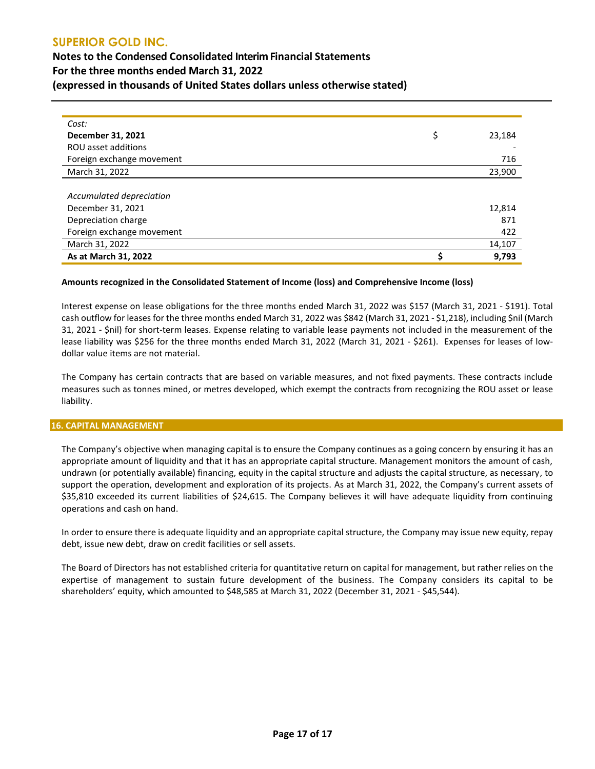| | | |
|---|---|---|
| *Cost:* | | |
| **December 31, 2021** | $ | 23,184 |
| ROU asset additions | | - |
| Foreign exchange movement | | 716 |
| March 31, 2022 | | 23,900 |
| | | |
| *Accumulated depreciation* | | |
| December 31, 2021 | | 12,814 |
| Depreciation charge | | 871 |
| Foreign exchange movement | | 422 |
| March 31, 2022 | | 14,107 |
| **As at March 31, 2022** | **$** | **9,793** |

**Amounts recognized in the Consolidated Statement of Income (loss) and Comprehensive Income (loss)**

Interest expense on lease obligations for the three months ended March 31, 2022 was $157 (March 31, 2021 - $191). Total cash outflow for leases for the three months ended March 31, 2022 was $842 (March 31, 2021 - $1,218), including $nil (March 31, 2021 - $nil) for short-term leases. Expense relating to variable lease payments not included in the measurement of the lease liability was $256 for the three months ended March 31, 2022 (March 31, 2021 - $261). Expenses for leases of low-dollar value items are not material.

The Company has certain contracts that are based on variable measures, and not fixed payments. These contracts include measures such as tonnes mined, or metres developed, which exempt the contracts from recognizing the ROU asset or lease liability.

## 16. CAPITAL MANAGEMENT

The Company's objective when managing capital is to ensure the Company continues as a going concern by ensuring it has an appropriate amount of liquidity and that it has an appropriate capital structure. Management monitors the amount of cash, undrawn (or potentially available) financing, equity in the capital structure and adjusts the capital structure, as necessary, to support the operation, development and exploration of its projects. As at March 31, 2022, the Company's current assets of $35,810 exceeded its current liabilities of $24,615. The Company believes it will have adequate liquidity from continuing operations and cash on hand.

In order to ensure there is adequate liquidity and an appropriate capital structure, the Company may issue new equity, repay debt, issue new debt, draw on credit facilities or sell assets.

The Board of Directors has not established criteria for quantitative return on capital for management, but rather relies on the expertise of management to sustain future development of the business. The Company considers its capital to be shareholders' equity, which amounted to $48,585 at March 31, 2022 (December 31, 2021 - $45,544).